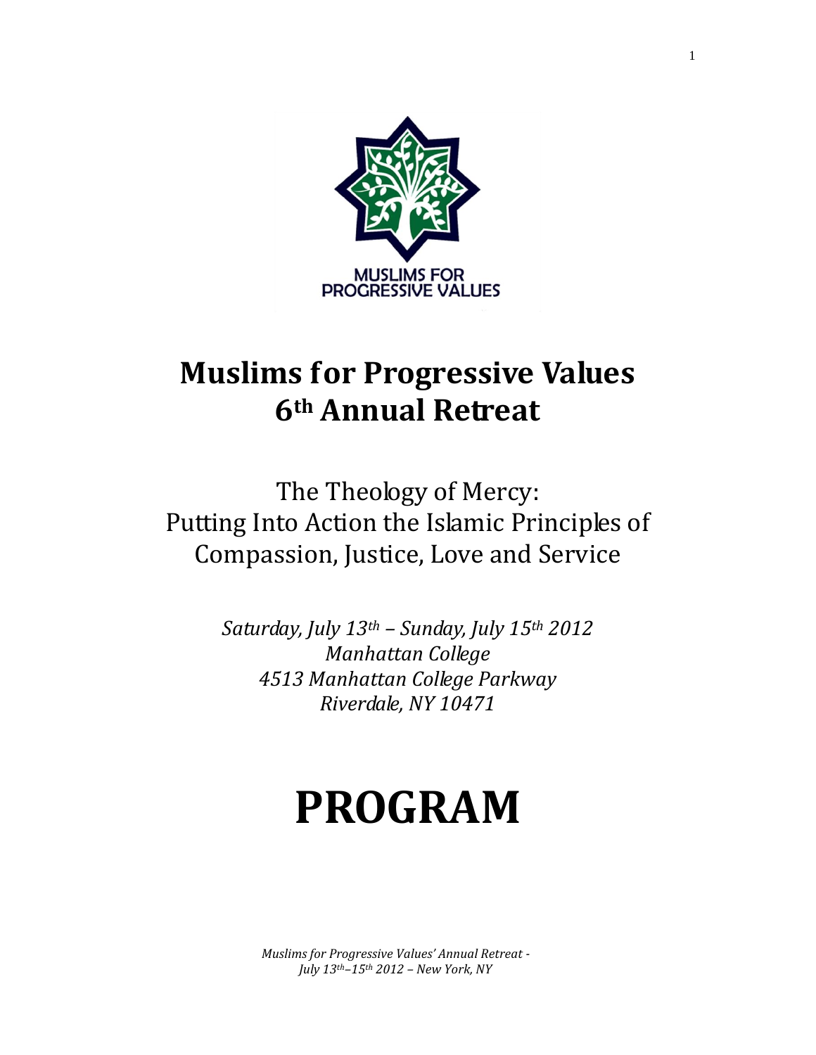MUSLIMS FOR PROGRESSIVE VALUES

# Muslims for Progressive Values 6th Annual Retreat

The Theology of Mercy:
Putting Into Action the Islamic Principles of Compassion, Justice, Love and Service

*Saturday, July 13th – Sunday, July 15th 2012*
*Manhattan College*
*4513 Manhattan College Parkway*
*Riverdale, NY 10471*

# PROGRAM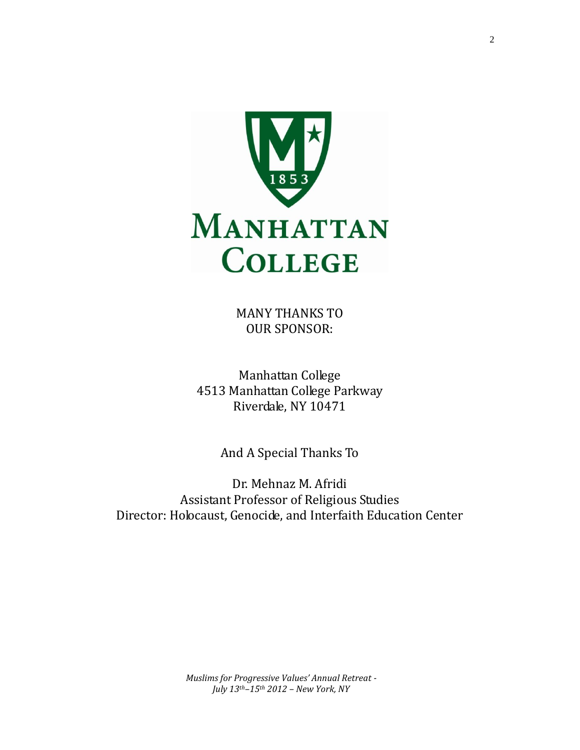MANY THANKS TO
OUR SPONSOR:

Manhattan College
4513 Manhattan College Parkway
Riverdale, NY 10471

And A Special Thanks To

Dr. Mehnaz M. Afridi
Assistant Professor of Religious Studies
Director: Holocaust, Genocide, and Interfaith Education Center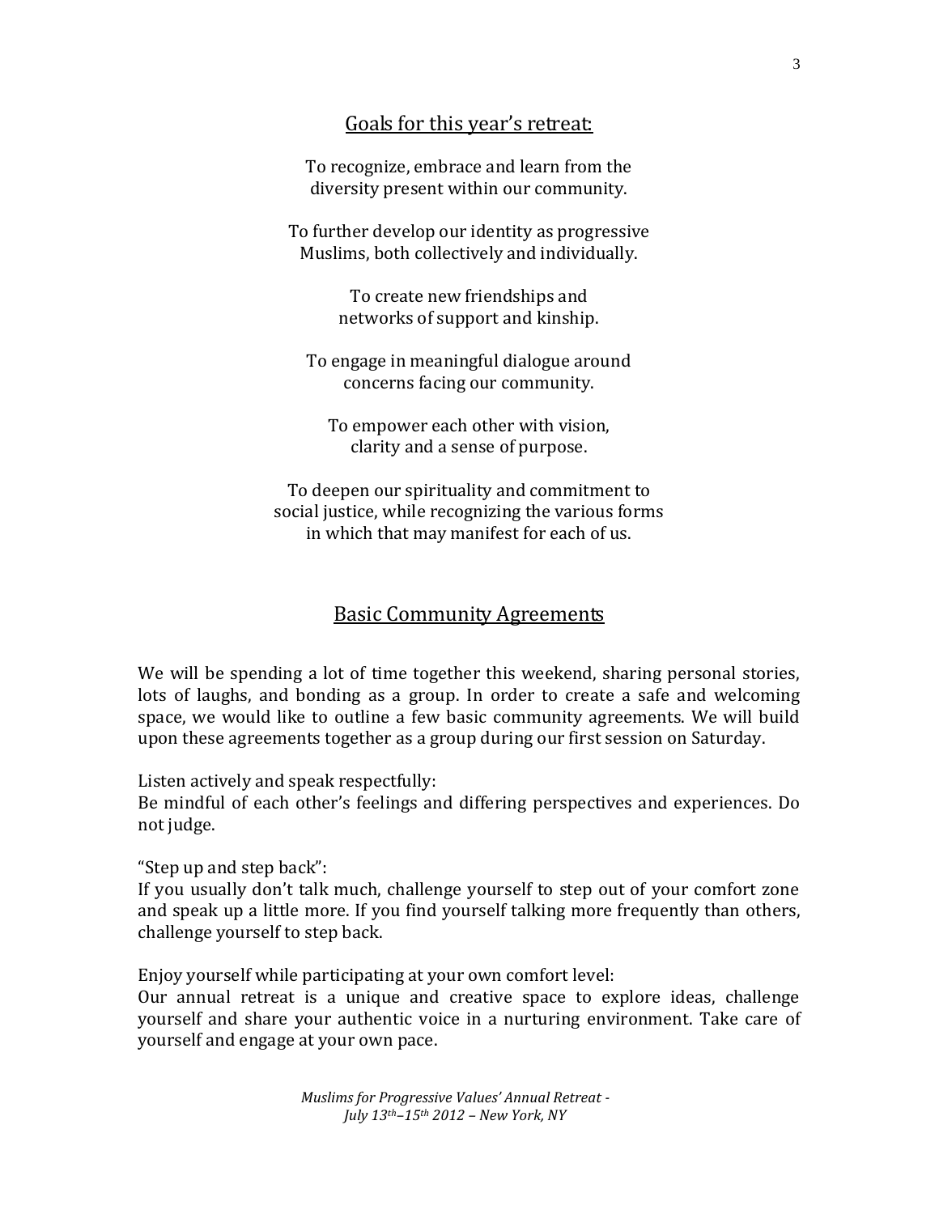## Goals for this year's retreat:

To recognize, embrace and learn from the diversity present within our community.

To further develop our identity as progressive Muslims, both collectively and individually.

To create new friendships and networks of support and kinship.

To engage in meaningful dialogue around concerns facing our community.

To empower each other with vision, clarity and a sense of purpose.

To deepen our spirituality and commitment to social justice, while recognizing the various forms in which that may manifest for each of us.

## Basic Community Agreements

We will be spending a lot of time together this weekend, sharing personal stories, lots of laughs, and bonding as a group. In order to create a safe and welcoming space, we would like to outline a few basic community agreements. We will build upon these agreements together as a group during our first session on Saturday.

Listen actively and speak respectfully:
Be mindful of each other's feelings and differing perspectives and experiences. Do not judge.

"Step up and step back":
If you usually don't talk much, challenge yourself to step out of your comfort zone and speak up a little more. If you find yourself talking more frequently than others, challenge yourself to step back.

Enjoy yourself while participating at your own comfort level:
Our annual retreat is a unique and creative space to explore ideas, challenge yourself and share your authentic voice in a nurturing environment. Take care of yourself and engage at your own pace.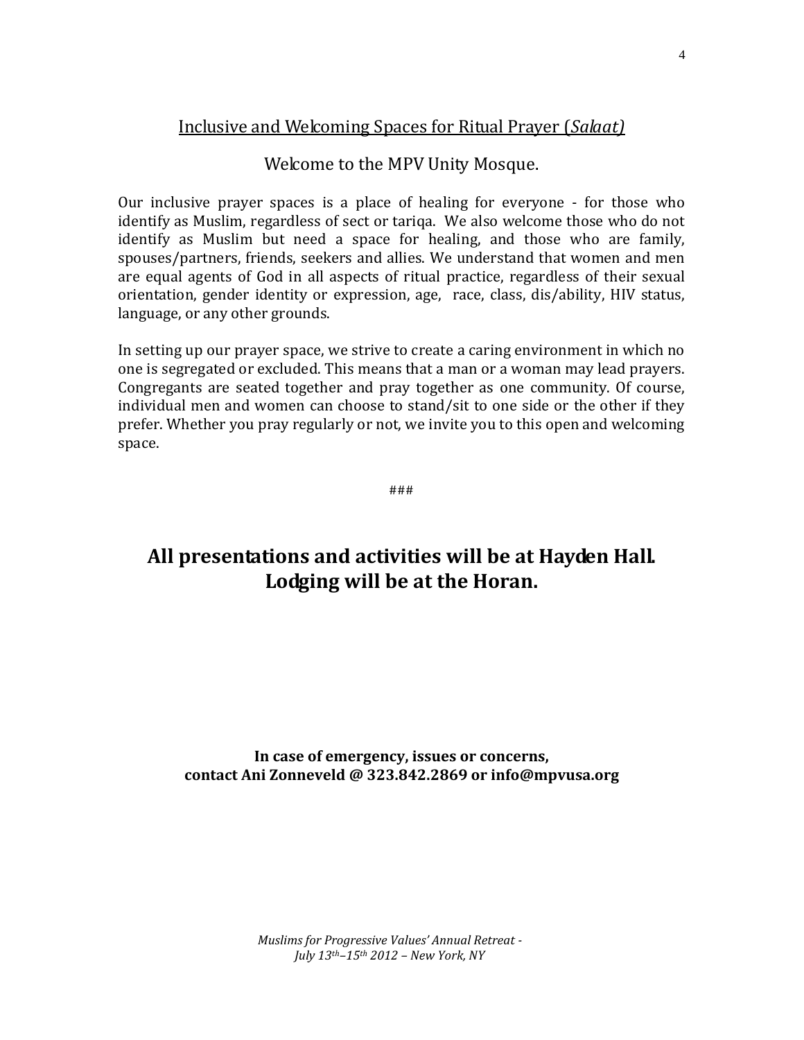## Inclusive and Welcoming Spaces for Ritual Prayer (*Salaat)*

Welcome to the MPV Unity Mosque.

Our inclusive prayer spaces is a place of healing for everyone - for those who identify as Muslim, regardless of sect or tariqa. We also welcome those who do not identify as Muslim but need a space for healing, and those who are family, spouses/partners, friends, seekers and allies. We understand that women and men are equal agents of God in all aspects of ritual practice, regardless of their sexual orientation, gender identity or expression, age, race, class, dis/ability, HIV status, language, or any other grounds.

In setting up our prayer space, we strive to create a caring environment in which no one is segregated or excluded. This means that a man or a woman may lead prayers. Congregants are seated together and pray together as one community. Of course, individual men and women can choose to stand/sit to one side or the other if they prefer. Whether you pray regularly or not, we invite you to this open and welcoming space.

###

**All presentations and activities will be at Hayden Hall.**
**Lodging will be at the Horan.**

**In case of emergency, issues or concerns,**
**contact Ani Zonneveld @ 323.842.2869 or info@mpvusa.org**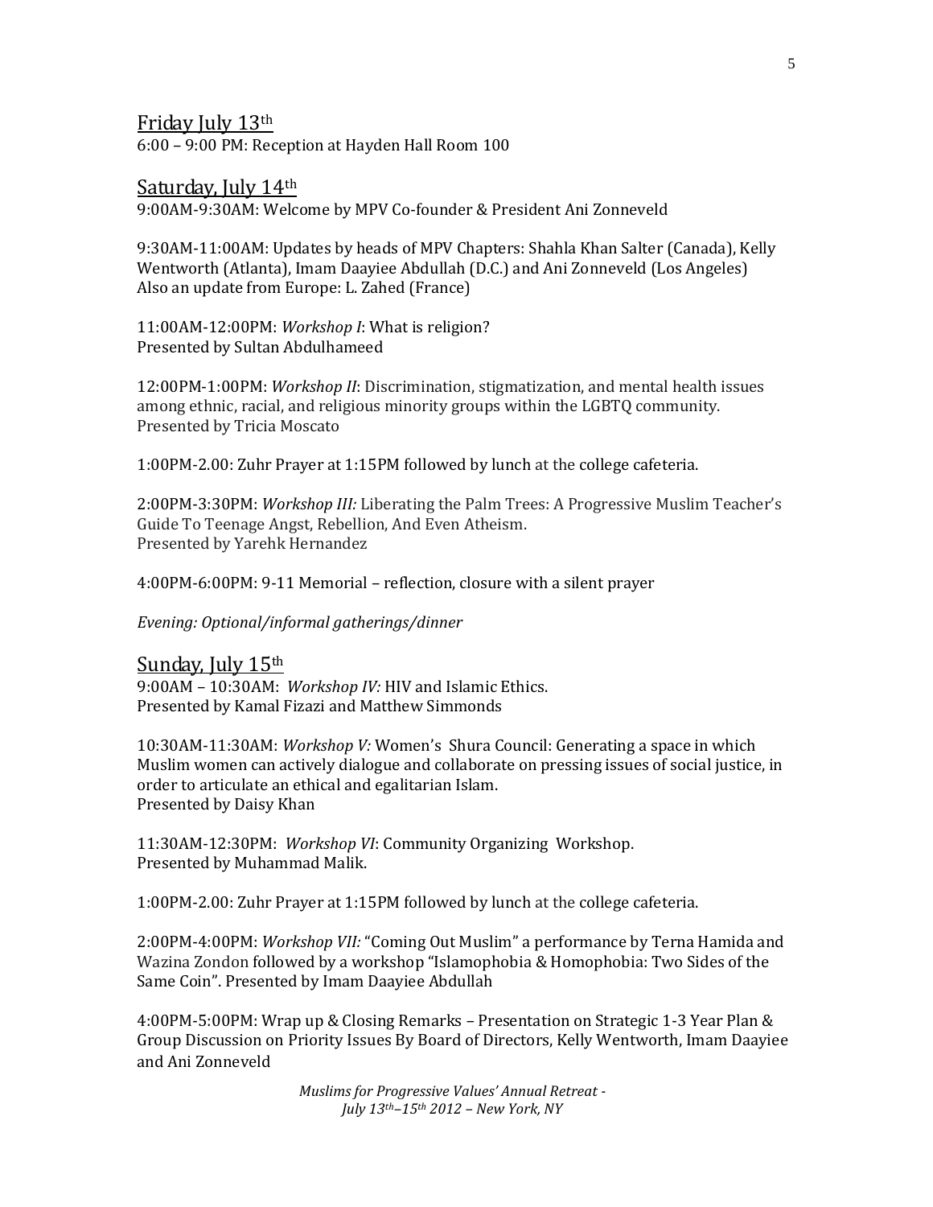## Friday July 13th

6:00 – 9:00 PM: Reception at Hayden Hall Room 100

## Saturday, July 14th

9:00AM-9:30AM: Welcome by MPV Co-founder & President Ani Zonneveld

9:30AM-11:00AM: Updates by heads of MPV Chapters: Shahla Khan Salter (Canada), Kelly Wentworth (Atlanta), Imam Daayiee Abdullah (D.C.) and Ani Zonneveld (Los Angeles)
Also an update from Europe: L. Zahed (France)

11:00AM-12:00PM: *Workshop I*: What is religion?
Presented by Sultan Abdulhameed

12:00PM-1:00PM: *Workshop II*: Discrimination, stigmatization, and mental health issues among ethnic, racial, and religious minority groups within the LGBTQ community.
Presented by Tricia Moscato

1:00PM-2.00: Zuhr Prayer at 1:15PM followed by lunch at the college cafeteria.

2:00PM-3:30PM: *Workshop III:* Liberating the Palm Trees: A Progressive Muslim Teacher's Guide To Teenage Angst, Rebellion, And Even Atheism.
Presented by Yarehk Hernandez

4:00PM-6:00PM: 9-11 Memorial – reflection, closure with a silent prayer

*Evening: Optional/informal gatherings/dinner*

## Sunday, July 15th

9:00AM – 10:30AM: *Workshop IV:* HIV and Islamic Ethics.
Presented by Kamal Fizazi and Matthew Simmonds

10:30AM-11:30AM: *Workshop V:* Women's Shura Council: Generating a space in which Muslim women can actively dialogue and collaborate on pressing issues of social justice, in order to articulate an ethical and egalitarian Islam.
Presented by Daisy Khan

11:30AM-12:30PM: *Workshop VI*: Community Organizing Workshop.
Presented by Muhammad Malik.

1:00PM-2.00: Zuhr Prayer at 1:15PM followed by lunch at the college cafeteria.

2:00PM-4:00PM: *Workshop VII:* "Coming Out Muslim" a performance by Terna Hamida and Wazina Zondon followed by a workshop "Islamophobia & Homophobia: Two Sides of the Same Coin". Presented by Imam Daayiee Abdullah

4:00PM-5:00PM: Wrap up & Closing Remarks – Presentation on Strategic 1-3 Year Plan & Group Discussion on Priority Issues By Board of Directors, Kelly Wentworth, Imam Daayiee and Ani Zonneveld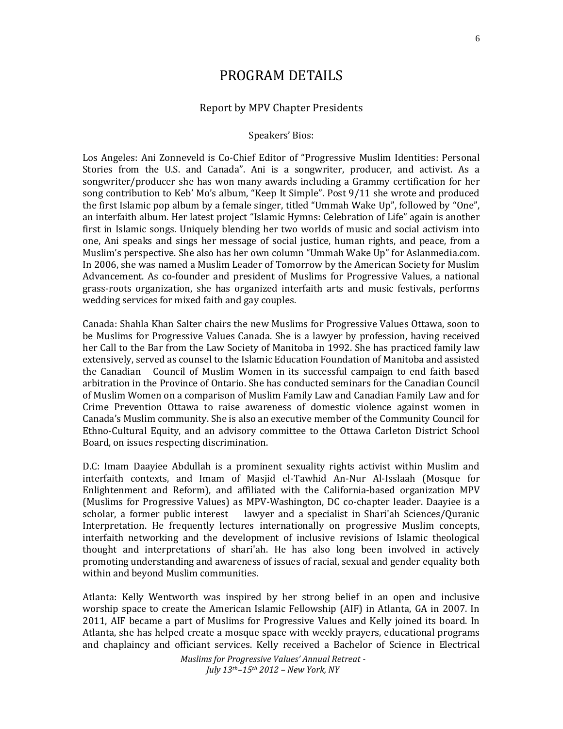# PROGRAM DETAILS

## Report by MPV Chapter Presidents

### Speakers' Bios:

Los Angeles: Ani Zonneveld is Co-Chief Editor of "Progressive Muslim Identities: Personal Stories from the U.S. and Canada". Ani is a songwriter, producer, and activist. As a songwriter/producer she has won many awards including a Grammy certification for her song contribution to Keb' Mo's album, "Keep It Simple". Post 9/11 she wrote and produced the first Islamic pop album by a female singer, titled "Ummah Wake Up", followed by "One", an interfaith album. Her latest project "Islamic Hymns: Celebration of Life" again is another first in Islamic songs. Uniquely blending her two worlds of music and social activism into one, Ani speaks and sings her message of social justice, human rights, and peace, from a Muslim's perspective. She also has her own column "Ummah Wake Up" for Aslanmedia.com. In 2006, she was named a Muslim Leader of Tomorrow by the American Society for Muslim Advancement. As co-founder and president of Muslims for Progressive Values, a national grass-roots organization, she has organized interfaith arts and music festivals, performs wedding services for mixed faith and gay couples.

Canada: Shahla Khan Salter chairs the new Muslims for Progressive Values Ottawa, soon to be Muslims for Progressive Values Canada. She is a lawyer by profession, having received her Call to the Bar from the Law Society of Manitoba in 1992. She has practiced family law extensively, served as counsel to the Islamic Education Foundation of Manitoba and assisted the Canadian Council of Muslim Women in its successful campaign to end faith based arbitration in the Province of Ontario. She has conducted seminars for the Canadian Council of Muslim Women on a comparison of Muslim Family Law and Canadian Family Law and for Crime Prevention Ottawa to raise awareness of domestic violence against women in Canada's Muslim community. She is also an executive member of the Community Council for Ethno-Cultural Equity, and an advisory committee to the Ottawa Carleton District School Board, on issues respecting discrimination.

D.C: Imam Daayiee Abdullah is a prominent sexuality rights activist within Muslim and interfaith contexts, and Imam of Masjid el-Tawhid An-Nur Al-Isslaah (Mosque for Enlightenment and Reform), and affiliated with the California-based organization MPV (Muslims for Progressive Values) as MPV-Washington, DC co-chapter leader. Daayiee is a scholar, a former public interest lawyer and a specialist in Shari'ah Sciences/Quranic Interpretation. He frequently lectures internationally on progressive Muslim concepts, interfaith networking and the development of inclusive revisions of Islamic theological thought and interpretations of shari'ah. He has also long been involved in actively promoting understanding and awareness of issues of racial, sexual and gender equality both within and beyond Muslim communities.

Atlanta: Kelly Wentworth was inspired by her strong belief in an open and inclusive worship space to create the American Islamic Fellowship (AIF) in Atlanta, GA in 2007. In 2011, AIF became a part of Muslims for Progressive Values and Kelly joined its board. In Atlanta, she has helped create a mosque space with weekly prayers, educational programs and chaplaincy and officiant services. Kelly received a Bachelor of Science in Electrical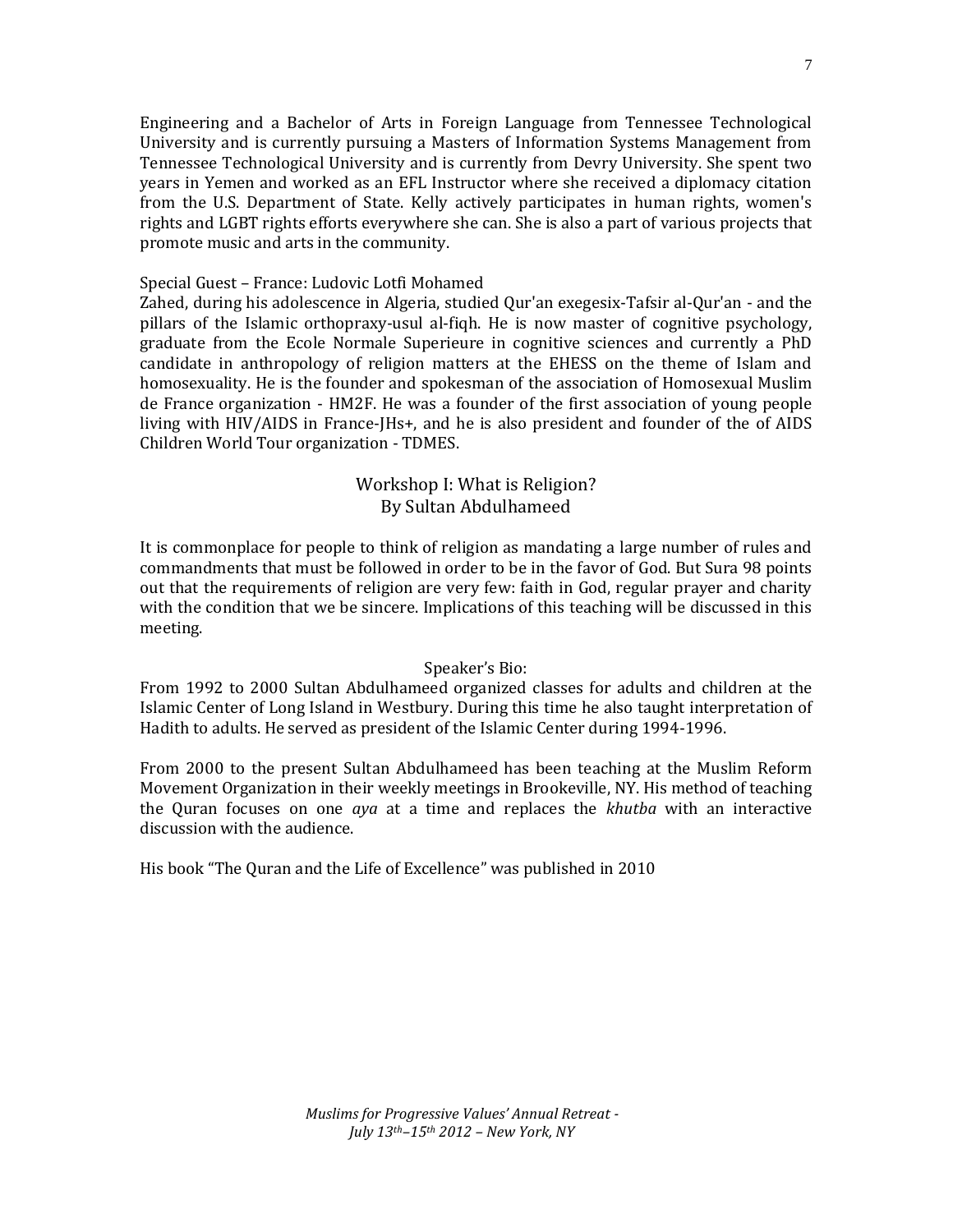Engineering and a Bachelor of Arts in Foreign Language from Tennessee Technological University and is currently pursuing a Masters of Information Systems Management from Tennessee Technological University and is currently from Devry University. She spent two years in Yemen and worked as an EFL Instructor where she received a diplomacy citation from the U.S. Department of State. Kelly actively participates in human rights, women's rights and LGBT rights efforts everywhere she can. She is also a part of various projects that promote music and arts in the community.

Special Guest – France: Ludovic Lotfi Mohamed
Zahed, during his adolescence in Algeria, studied Qur'an exegesix-Tafsir al-Qur'an - and the pillars of the Islamic orthopraxy-usul al-fiqh. He is now master of cognitive psychology, graduate from the Ecole Normale Superieure in cognitive sciences and currently a PhD candidate in anthropology of religion matters at the EHESS on the theme of Islam and homosexuality. He is the founder and spokesman of the association of Homosexual Muslim de France organization - HM2F. He was a founder of the first association of young people living with HIV/AIDS in France-JHs+, and he is also president and founder of the of AIDS Children World Tour organization - TDMES.

## Workshop I: What is Religion?
## By Sultan Abdulhameed

It is commonplace for people to think of religion as mandating a large number of rules and commandments that must be followed in order to be in the favor of God. But Sura 98 points out that the requirements of religion are very few: faith in God, regular prayer and charity with the condition that we be sincere. Implications of this teaching will be discussed in this meeting.

Speaker's Bio:

From 1992 to 2000 Sultan Abdulhameed organized classes for adults and children at the Islamic Center of Long Island in Westbury. During this time he also taught interpretation of Hadith to adults. He served as president of the Islamic Center during 1994-1996.

From 2000 to the present Sultan Abdulhameed has been teaching at the Muslim Reform Movement Organization in their weekly meetings in Brookeville, NY. His method of teaching the Quran focuses on one *aya* at a time and replaces the *khutba* with an interactive discussion with the audience.

His book "The Quran and the Life of Excellence" was published in 2010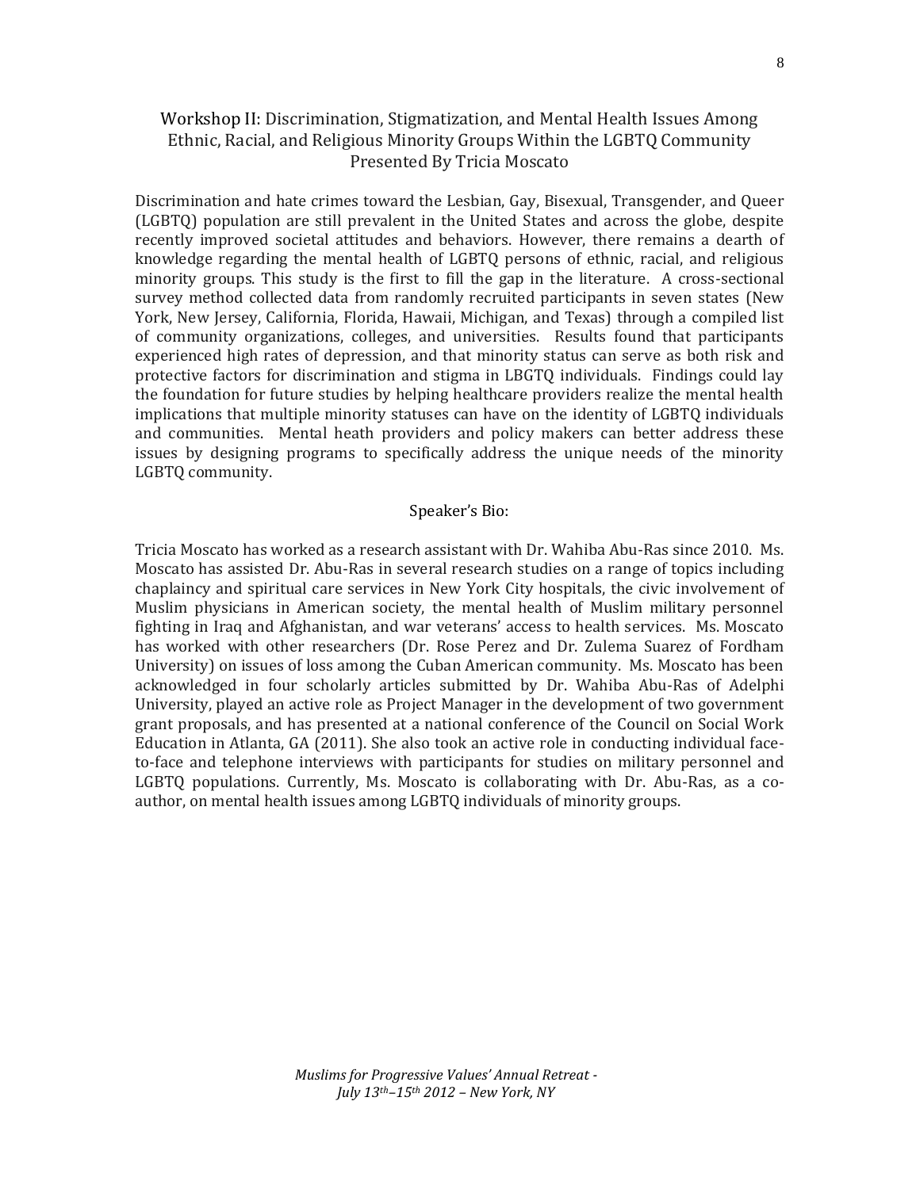## Workshop II: Discrimination, Stigmatization, and Mental Health Issues Among Ethnic, Racial, and Religious Minority Groups Within the LGBTQ Community
### Presented By Tricia Moscato

Discrimination and hate crimes toward the Lesbian, Gay, Bisexual, Transgender, and Queer (LGBTQ) population are still prevalent in the United States and across the globe, despite recently improved societal attitudes and behaviors. However, there remains a dearth of knowledge regarding the mental health of LGBTQ persons of ethnic, racial, and religious minority groups. This study is the first to fill the gap in the literature. A cross-sectional survey method collected data from randomly recruited participants in seven states (New York, New Jersey, California, Florida, Hawaii, Michigan, and Texas) through a compiled list of community organizations, colleges, and universities. Results found that participants experienced high rates of depression, and that minority status can serve as both risk and protective factors for discrimination and stigma in LBGTQ individuals. Findings could lay the foundation for future studies by helping healthcare providers realize the mental health implications that multiple minority statuses can have on the identity of LGBTQ individuals and communities. Mental heath providers and policy makers can better address these issues by designing programs to specifically address the unique needs of the minority LGBTQ community.

### Speaker's Bio:

Tricia Moscato has worked as a research assistant with Dr. Wahiba Abu-Ras since 2010. Ms. Moscato has assisted Dr. Abu-Ras in several research studies on a range of topics including chaplaincy and spiritual care services in New York City hospitals, the civic involvement of Muslim physicians in American society, the mental health of Muslim military personnel fighting in Iraq and Afghanistan, and war veterans' access to health services. Ms. Moscato has worked with other researchers (Dr. Rose Perez and Dr. Zulema Suarez of Fordham University) on issues of loss among the Cuban American community. Ms. Moscato has been acknowledged in four scholarly articles submitted by Dr. Wahiba Abu-Ras of Adelphi University, played an active role as Project Manager in the development of two government grant proposals, and has presented at a national conference of the Council on Social Work Education in Atlanta, GA (2011). She also took an active role in conducting individual face-to-face and telephone interviews with participants for studies on military personnel and LGBTQ populations. Currently, Ms. Moscato is collaborating with Dr. Abu-Ras, as a co-author, on mental health issues among LGBTQ individuals of minority groups.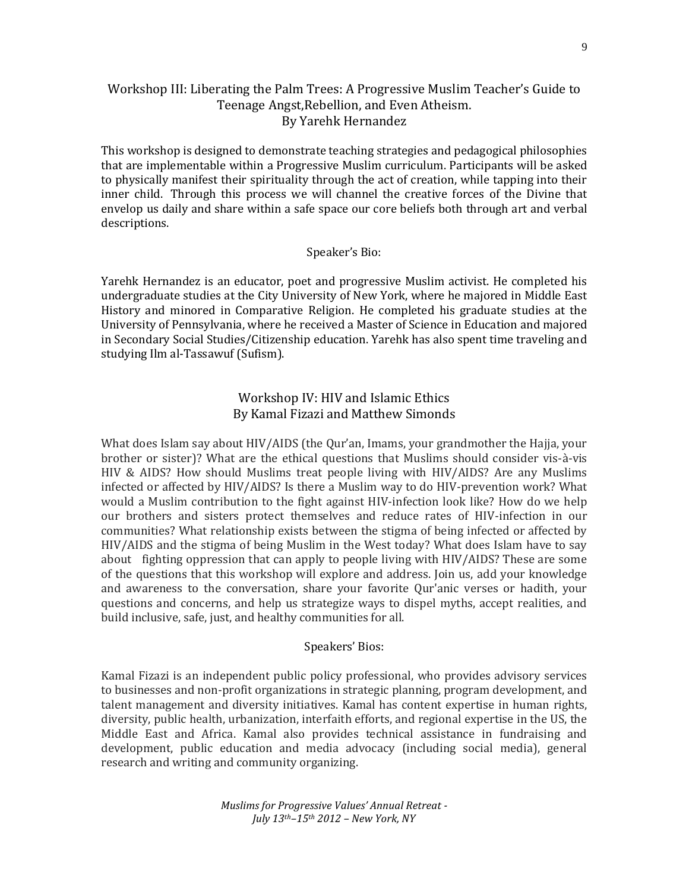## Workshop III: Liberating the Palm Trees: A Progressive Muslim Teacher's Guide to Teenage Angst,Rebellion, and Even Atheism.
### By Yarehk Hernandez

This workshop is designed to demonstrate teaching strategies and pedagogical philosophies that are implementable within a Progressive Muslim curriculum. Participants will be asked to physically manifest their spirituality through the act of creation, while tapping into their inner child. Through this process we will channel the creative forces of the Divine that envelop us daily and share within a safe space our core beliefs both through art and verbal descriptions.

### Speaker's Bio:

Yarehk Hernandez is an educator, poet and progressive Muslim activist. He completed his undergraduate studies at the City University of New York, where he majored in Middle East History and minored in Comparative Religion. He completed his graduate studies at the University of Pennsylvania, where he received a Master of Science in Education and majored in Secondary Social Studies/Citizenship education. Yarehk has also spent time traveling and studying Ilm al-Tassawuf (Sufism).

## Workshop IV: HIV and Islamic Ethics
### By Kamal Fizazi and Matthew Simonds

What does Islam say about HIV/AIDS (the Qur'an, Imams, your grandmother the Hajja, your brother or sister)? What are the ethical questions that Muslims should consider vis-à-vis HIV & AIDS? How should Muslims treat people living with HIV/AIDS? Are any Muslims infected or affected by HIV/AIDS? Is there a Muslim way to do HIV-prevention work? What would a Muslim contribution to the fight against HIV-infection look like? How do we help our brothers and sisters protect themselves and reduce rates of HIV-infection in our communities? What relationship exists between the stigma of being infected or affected by HIV/AIDS and the stigma of being Muslim in the West today? What does Islam have to say about fighting oppression that can apply to people living with HIV/AIDS? These are some of the questions that this workshop will explore and address. Join us, add your knowledge and awareness to the conversation, share your favorite Qur'anic verses or hadith, your questions and concerns, and help us strategize ways to dispel myths, accept realities, and build inclusive, safe, just, and healthy communities for all.

### Speakers' Bios:

Kamal Fizazi is an independent public policy professional, who provides advisory services to businesses and non-profit organizations in strategic planning, program development, and talent management and diversity initiatives. Kamal has content expertise in human rights, diversity, public health, urbanization, interfaith efforts, and regional expertise in the US, the Middle East and Africa. Kamal also provides technical assistance in fundraising and development, public education and media advocacy (including social media), general research and writing and community organizing.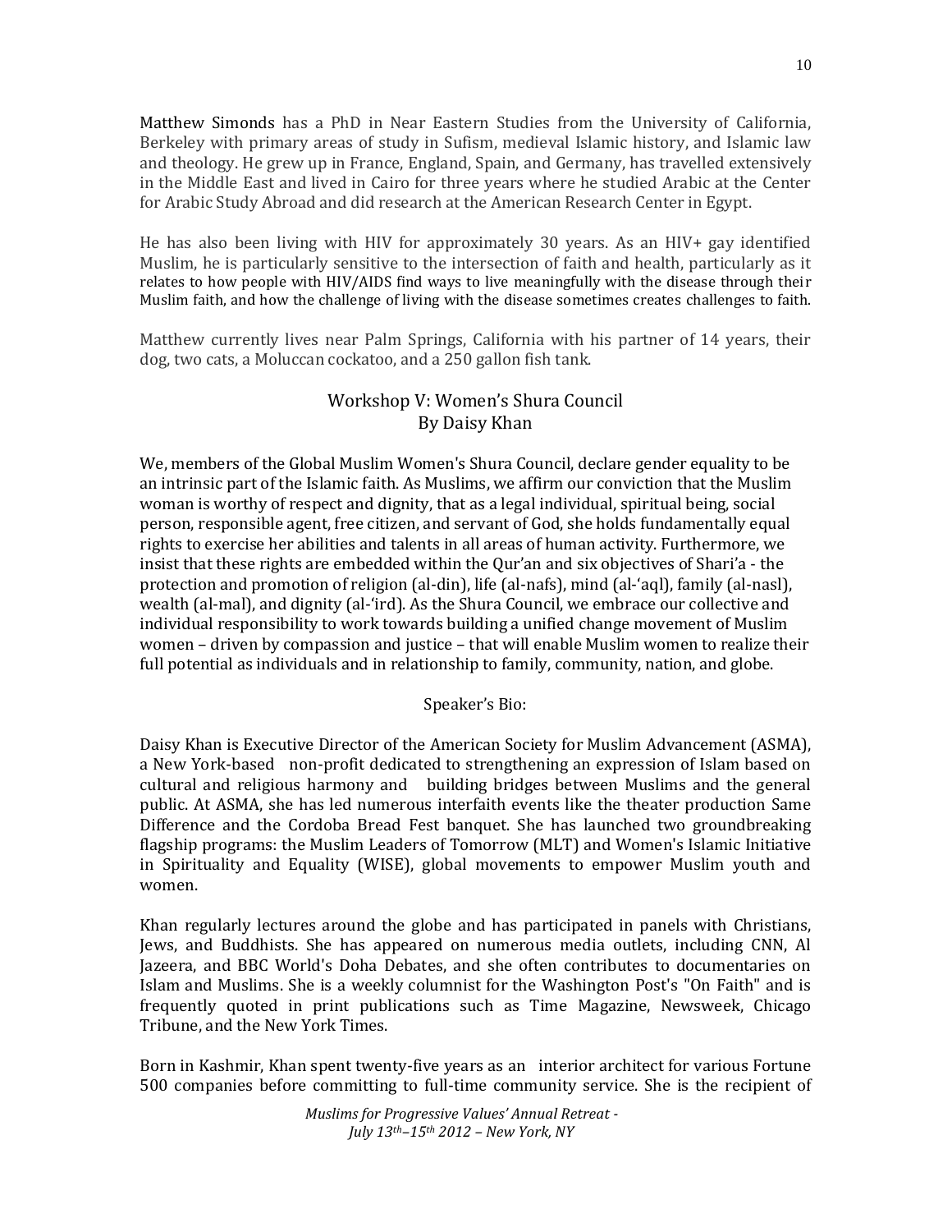Matthew Simonds has a PhD in Near Eastern Studies from the University of California, Berkeley with primary areas of study in Sufism, medieval Islamic history, and Islamic law and theology. He grew up in France, England, Spain, and Germany, has travelled extensively in the Middle East and lived in Cairo for three years where he studied Arabic at the Center for Arabic Study Abroad and did research at the American Research Center in Egypt.

He has also been living with HIV for approximately 30 years. As an HIV+ gay identified Muslim, he is particularly sensitive to the intersection of faith and health, particularly as it relates to how people with HIV/AIDS find ways to live meaningfully with the disease through their Muslim faith, and how the challenge of living with the disease sometimes creates challenges to faith.

Matthew currently lives near Palm Springs, California with his partner of 14 years, their dog, two cats, a Moluccan cockatoo, and a 250 gallon fish tank.

## Workshop V: Women's Shura Council
### By Daisy Khan

We, members of the Global Muslim Women's Shura Council, declare gender equality to be an intrinsic part of the Islamic faith. As Muslims, we affirm our conviction that the Muslim woman is worthy of respect and dignity, that as a legal individual, spiritual being, social person, responsible agent, free citizen, and servant of God, she holds fundamentally equal rights to exercise her abilities and talents in all areas of human activity. Furthermore, we insist that these rights are embedded within the Qur'an and six objectives of Shari'a - the protection and promotion of religion (al-din), life (al-nafs), mind (al-'aql), family (al-nasl), wealth (al-mal), and dignity (al-'ird). As the Shura Council, we embrace our collective and individual responsibility to work towards building a unified change movement of Muslim women – driven by compassion and justice – that will enable Muslim women to realize their full potential as individuals and in relationship to family, community, nation, and globe.

Speaker's Bio:

Daisy Khan is Executive Director of the American Society for Muslim Advancement (ASMA), a New York-based non-profit dedicated to strengthening an expression of Islam based on cultural and religious harmony and building bridges between Muslims and the general public. At ASMA, she has led numerous interfaith events like the theater production Same Difference and the Cordoba Bread Fest banquet. She has launched two groundbreaking flagship programs: the Muslim Leaders of Tomorrow (MLT) and Women's Islamic Initiative in Spirituality and Equality (WISE), global movements to empower Muslim youth and women.

Khan regularly lectures around the globe and has participated in panels with Christians, Jews, and Buddhists. She has appeared on numerous media outlets, including CNN, Al Jazeera, and BBC World's Doha Debates, and she often contributes to documentaries on Islam and Muslims. She is a weekly columnist for the Washington Post's "On Faith" and is frequently quoted in print publications such as Time Magazine, Newsweek, Chicago Tribune, and the New York Times.

Born in Kashmir, Khan spent twenty-five years as an interior architect for various Fortune 500 companies before committing to full-time community service. She is the recipient of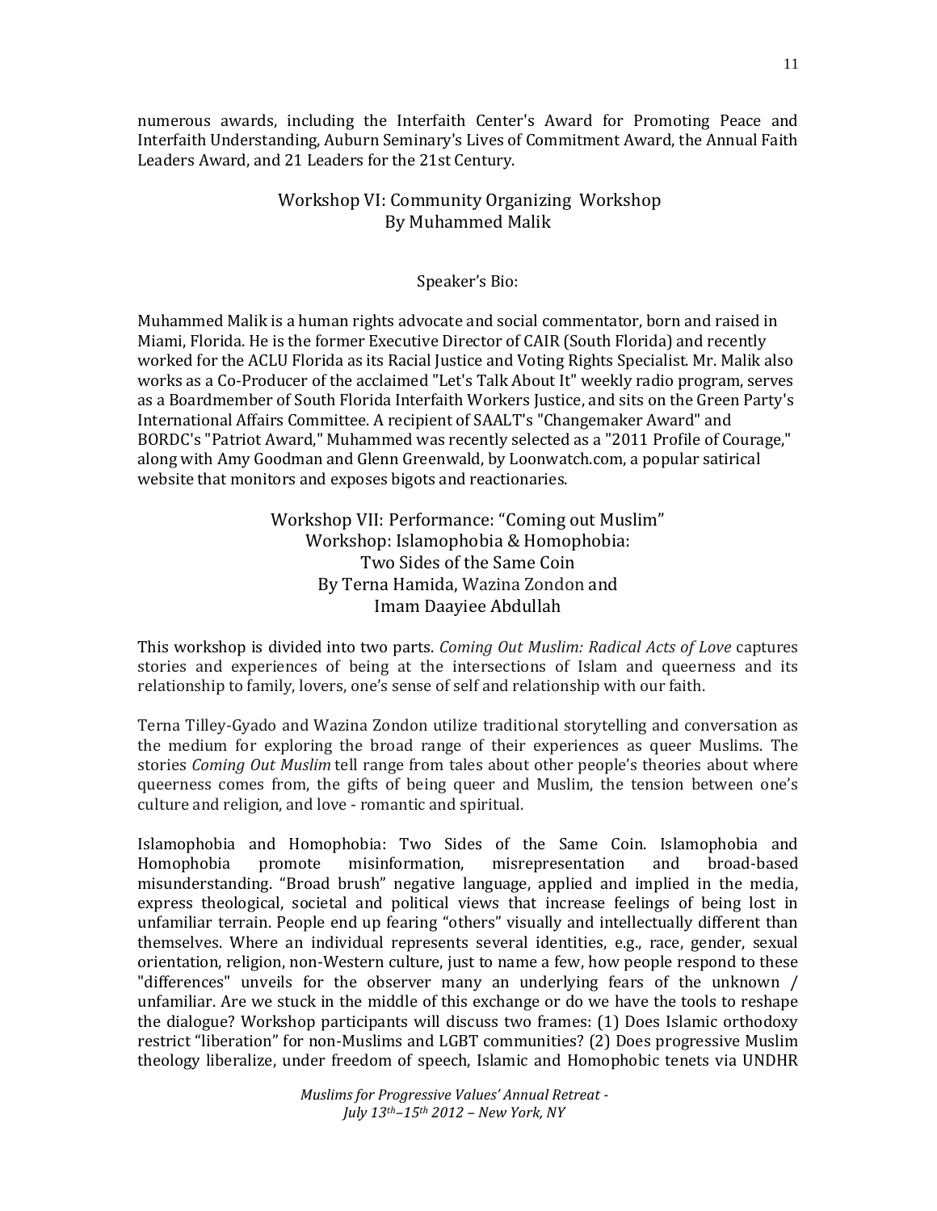numerous awards, including the Interfaith Center's Award for Promoting Peace and Interfaith Understanding, Auburn Seminary's Lives of Commitment Award, the Annual Faith Leaders Award, and 21 Leaders for the 21st Century.

## Workshop VI: Community Organizing Workshop
## By Muhammed Malik

Speaker's Bio:

Muhammed Malik is a human rights advocate and social commentator, born and raised in Miami, Florida. He is the former Executive Director of CAIR (South Florida) and recently worked for the ACLU Florida as its Racial Justice and Voting Rights Specialist. Mr. Malik also works as a Co-Producer of the acclaimed "Let's Talk About It" weekly radio program, serves as a Boardmember of South Florida Interfaith Workers Justice, and sits on the Green Party's International Affairs Committee. A recipient of SAALT's "Changemaker Award" and BORDC's "Patriot Award," Muhammed was recently selected as a "2011 Profile of Courage," along with Amy Goodman and Glenn Greenwald, by Loonwatch.com, a popular satirical website that monitors and exposes bigots and reactionaries.

## Workshop VII: Performance: "Coming out Muslim"
## Workshop: Islamophobia & Homophobia: Two Sides of the Same Coin
## By Terna Hamida, Wazina Zondon and Imam Daayiee Abdullah

This workshop is divided into two parts. *Coming Out Muslim: Radical Acts of Love* captures stories and experiences of being at the intersections of Islam and queerness and its relationship to family, lovers, one's sense of self and relationship with our faith.

Terna Tilley-Gyado and Wazina Zondon utilize traditional storytelling and conversation as the medium for exploring the broad range of their experiences as queer Muslims. The stories *Coming Out Muslim* tell range from tales about other people's theories about where queerness comes from, the gifts of being queer and Muslim, the tension between one's culture and religion, and love - romantic and spiritual.

Islamophobia and Homophobia: Two Sides of the Same Coin. Islamophobia and Homophobia promote misinformation, misrepresentation and broad-based misunderstanding. "Broad brush" negative language, applied and implied in the media, express theological, societal and political views that increase feelings of being lost in unfamiliar terrain. People end up fearing "others" visually and intellectually different than themselves. Where an individual represents several identities, e.g., race, gender, sexual orientation, religion, non-Western culture, just to name a few, how people respond to these "differences" unveils for the observer many an underlying fears of the unknown / unfamiliar. Are we stuck in the middle of this exchange or do we have the tools to reshape the dialogue? Workshop participants will discuss two frames: (1) Does Islamic orthodoxy restrict "liberation" for non-Muslims and LGBT communities? (2) Does progressive Muslim theology liberalize, under freedom of speech, Islamic and Homophobic tenets via UNDHR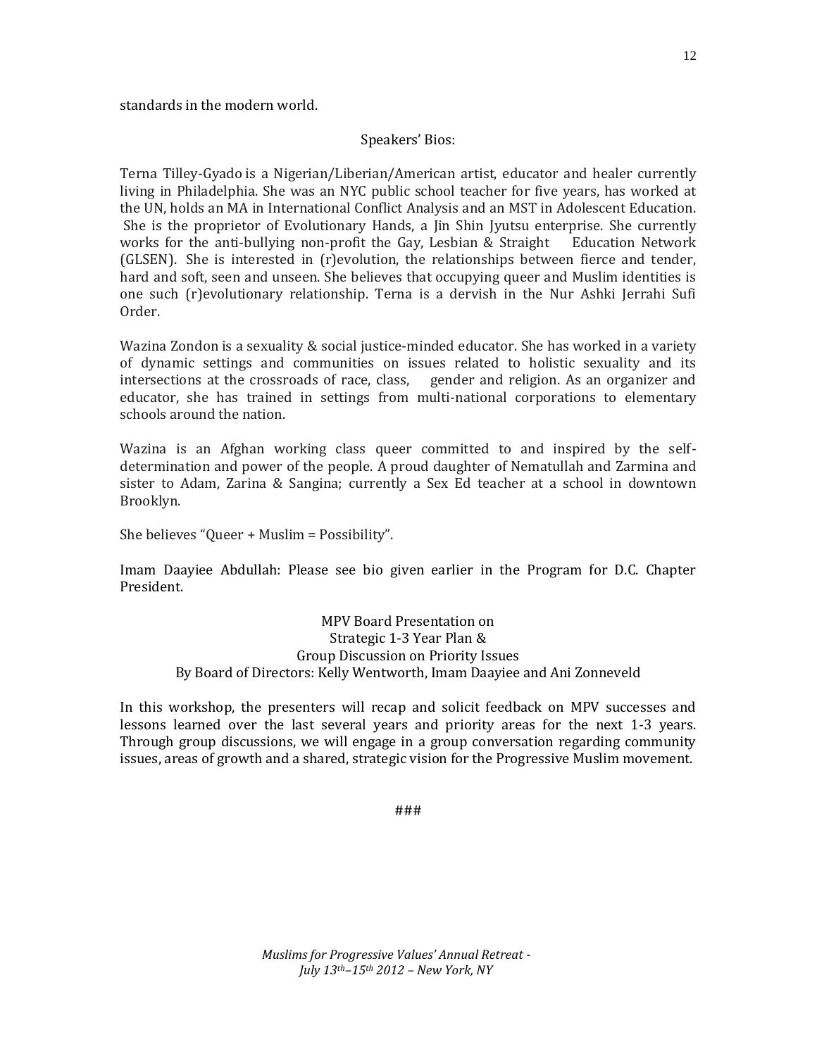standards in the modern world.

## Speakers' Bios:

Terna Tilley-Gyado is a Nigerian/Liberian/American artist, educator and healer currently living in Philadelphia. She was an NYC public school teacher for five years, has worked at the UN, holds an MA in International Conflict Analysis and an MST in Adolescent Education. She is the proprietor of Evolutionary Hands, a Jin Shin Jyutsu enterprise. She currently works for the anti-bullying non-profit the Gay, Lesbian & Straight Education Network (GLSEN). She is interested in (r)evolution, the relationships between fierce and tender, hard and soft, seen and unseen. She believes that occupying queer and Muslim identities is one such (r)evolutionary relationship. Terna is a dervish in the Nur Ashki Jerrahi Sufi Order.

Wazina Zondon is a sexuality & social justice-minded educator. She has worked in a variety of dynamic settings and communities on issues related to holistic sexuality and its intersections at the crossroads of race, class, gender and religion. As an organizer and educator, she has trained in settings from multi-national corporations to elementary schools around the nation.

Wazina is an Afghan working class queer committed to and inspired by the self-determination and power of the people. A proud daughter of Nematullah and Zarmina and sister to Adam, Zarina & Sangina; currently a Sex Ed teacher at a school in downtown Brooklyn.

She believes "Queer + Muslim = Possibility".

Imam Daayiee Abdullah: Please see bio given earlier in the Program for D.C. Chapter President.

## MPV Board Presentation on Strategic 1-3 Year Plan & Group Discussion on Priority Issues By Board of Directors: Kelly Wentworth, Imam Daayiee and Ani Zonneveld

In this workshop, the presenters will recap and solicit feedback on MPV successes and lessons learned over the last several years and priority areas for the next 1-3 years. Through group discussions, we will engage in a group conversation regarding community issues, areas of growth and a shared, strategic vision for the Progressive Muslim movement.

###